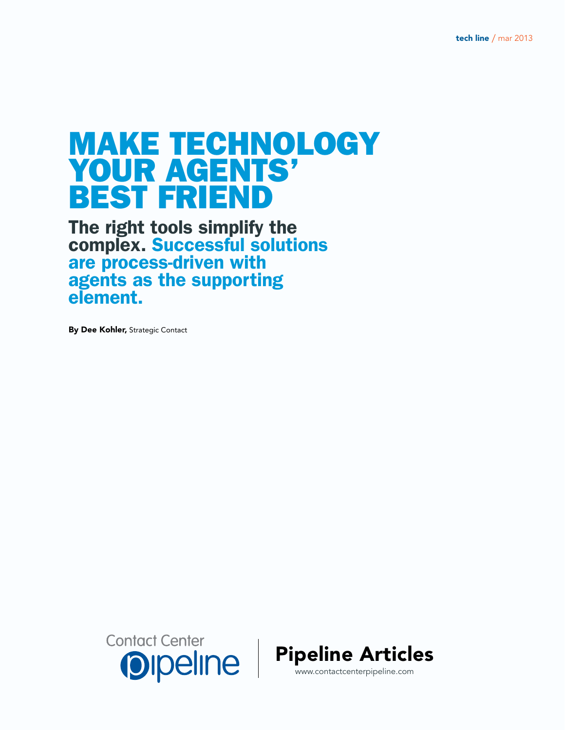tech line / mar 2013

# MAKE TECHNOLOGY YOUR AGENTS' BEST FRIEND

## The right tools simplify the complex. Successful solutions are process-driven with agents as the supporting element.

**By Dee Kohler,** Strategic Contact

Contact Center Pipeline | **Pipeline Articles**

www.contactcenterpipeline.com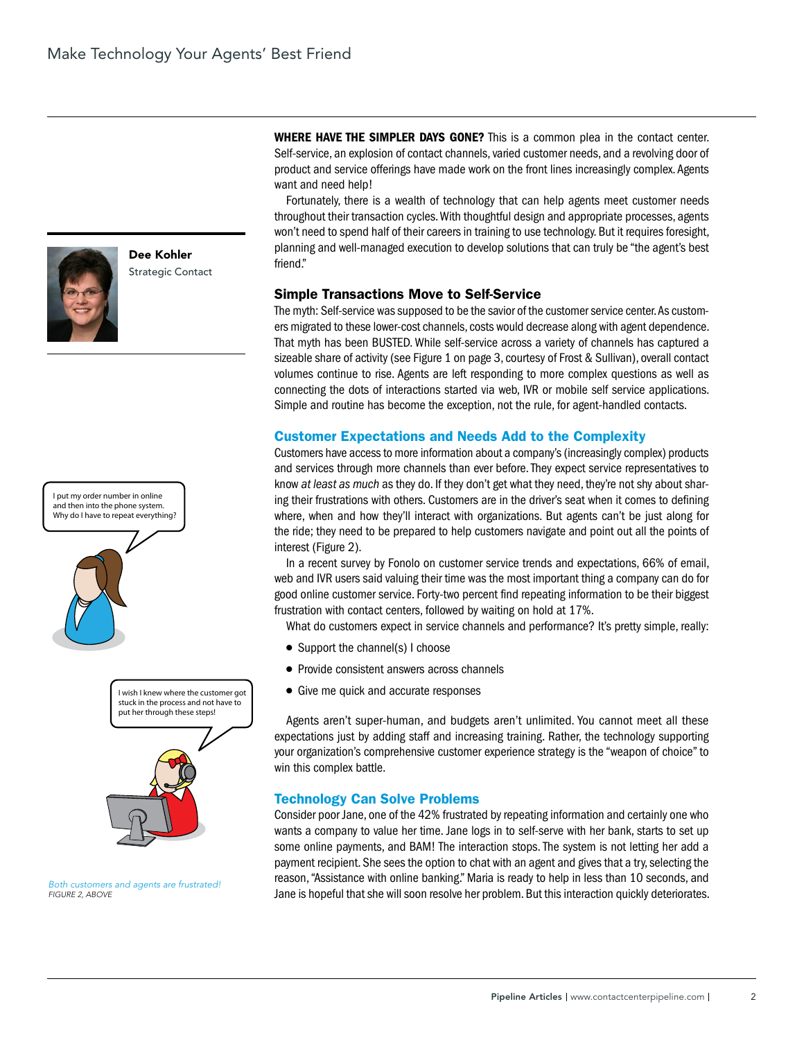Dee Kohler
Strategic Contact

**WHERE HAVE THE SIMPLER DAYS GONE?** This is a common plea in the contact center. Self-service, an explosion of contact channels, varied customer needs, and a revolving door of product and service offerings have made work on the front lines increasingly complex. Agents want and need help!

Fortunately, there is a wealth of technology that can help agents meet customer needs throughout their transaction cycles. With thoughtful design and appropriate processes, agents won't need to spend half of their careers in training to use technology. But it requires foresight, planning and well-managed execution to develop solutions that can truly be "the agent's best friend."

## Simple Transactions Move to Self-Service

The myth: Self-service was supposed to be the savior of the customer service center. As customers migrated to these lower-cost channels, costs would decrease along with agent dependence. That myth has been BUSTED. While self-service across a variety of channels has captured a sizeable share of activity (see Figure 1 on page 3, courtesy of Frost & Sullivan), overall contact volumes continue to rise. Agents are left responding to more complex questions as well as connecting the dots of interactions started via web, IVR or mobile self service applications. Simple and routine has become the exception, not the rule, for agent-handled contacts.

## Customer Expectations and Needs Add to the Complexity

Customers have access to more information about a company's (increasingly complex) products and services through more channels than ever before. They expect service representatives to know *at least as much* as they do. If they don't get what they need, they're not shy about sharing their frustrations with others. Customers are in the driver's seat when it comes to defining where, when and how they'll interact with organizations. But agents can't be just along for the ride; they need to be prepared to help customers navigate and point out all the points of interest (Figure 2).

In a recent survey by Fonolo on customer service trends and expectations, 66% of email, web and IVR users said valuing their time was the most important thing a company can do for good online customer service. Forty-two percent find repeating information to be their biggest frustration with contact centers, followed by waiting on hold at 17%.

What do customers expect in service channels and performance? It's pretty simple, really:

- Support the channel(s) I choose
- Provide consistent answers across channels
- Give me quick and accurate responses

Agents aren't super-human, and budgets aren't unlimited. You cannot meet all these expectations just by adding staff and increasing training. Rather, the technology supporting your organization's comprehensive customer experience strategy is the "weapon of choice" to win this complex battle.

I put my order number in online and then into the phone system. Why do I have to repeat everything?

I wish I knew where the customer got stuck in the process and not have to put her through these steps!

*Both customers and agents are frustrated!*
*FIGURE 2, ABOVE*

## Technology Can Solve Problems

Consider poor Jane, one of the 42% frustrated by repeating information and certainly one who wants a company to value her time. Jane logs in to self-serve with her bank, starts to set up some online payments, and BAM! The interaction stops. The system is not letting her add a payment recipient. She sees the option to chat with an agent and gives that a try, selecting the reason, "Assistance with online banking." Maria is ready to help in less than 10 seconds, and Jane is hopeful that she will soon resolve her problem. But this interaction quickly deteriorates.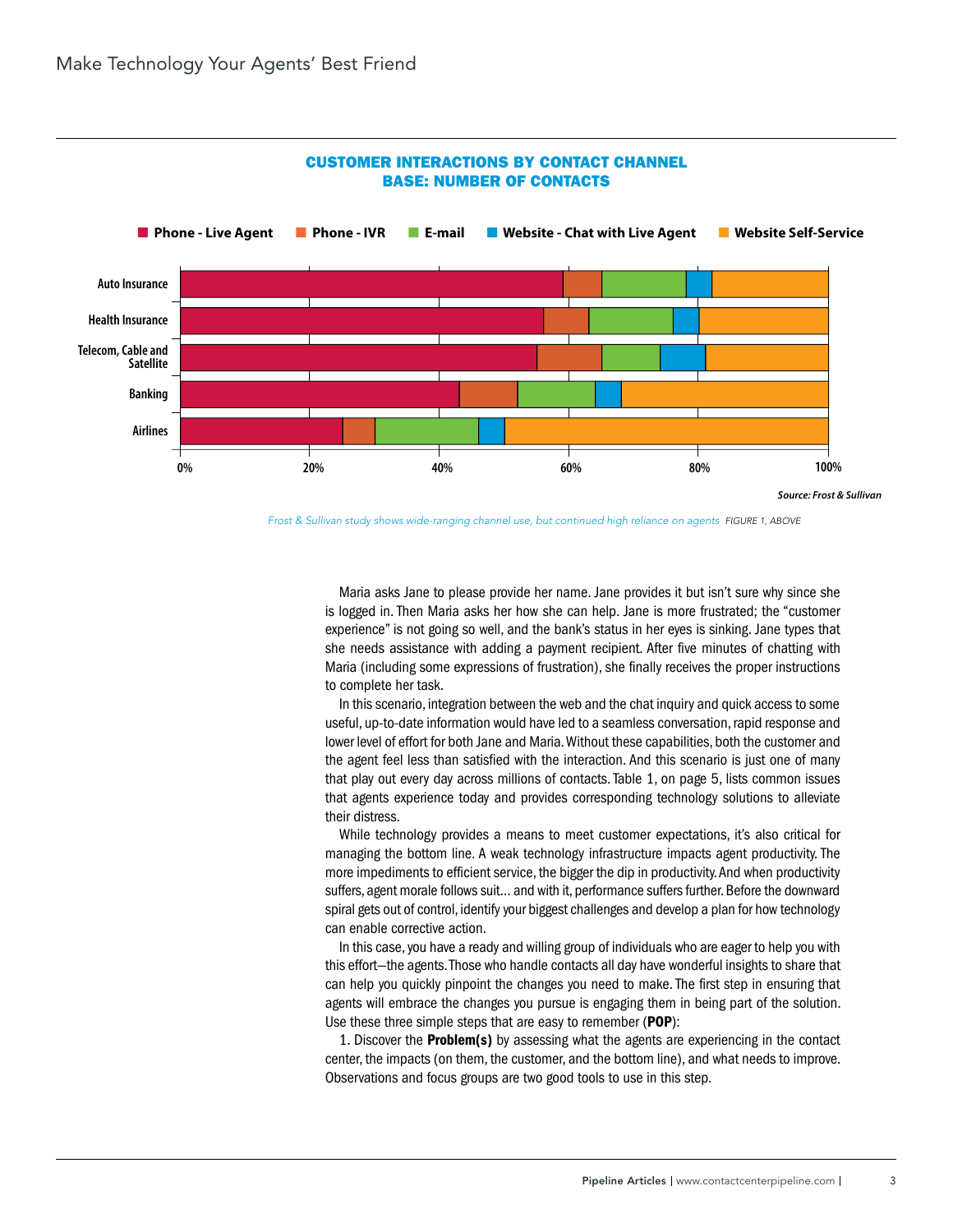**CUSTOMER INTERACTIONS BY CONTACT CHANNEL**
**BASE: NUMBER OF CONTACTS**

Phone - Live Agent | Phone - IVR | E-mail | Website - Chat with Live Agent | Website Self-Service

Auto Insurance
Health Insurance
Telecom, Cable and Satellite
Banking
Airlines

0% 20% 40% 60% 80% 100%

*Source: Frost & Sullivan*

*Frost & Sullivan study shows wide-ranging channel use, but continued high reliance on agents* FIGURE 1, ABOVE

Maria asks Jane to please provide her name. Jane provides it but isn't sure why since she is logged in. Then Maria asks her how she can help. Jane is more frustrated; the "customer experience" is not going so well, and the bank's status in her eyes is sinking. Jane types that she needs assistance with adding a payment recipient. After five minutes of chatting with Maria (including some expressions of frustration), she finally receives the proper instructions to complete her task.

In this scenario, integration between the web and the chat inquiry and quick access to some useful, up-to-date information would have led to a seamless conversation, rapid response and lower level of effort for both Jane and Maria. Without these capabilities, both the customer and the agent feel less than satisfied with the interaction. And this scenario is just one of many that play out every day across millions of contacts. Table 1, on page 5, lists common issues that agents experience today and provides corresponding technology solutions to alleviate their distress.

While technology provides a means to meet customer expectations, it's also critical for managing the bottom line. A weak technology infrastructure impacts agent productivity. The more impediments to efficient service, the bigger the dip in productivity. And when productivity suffers, agent morale follows suit… and with it, performance suffers further. Before the downward spiral gets out of control, identify your biggest challenges and develop a plan for how technology can enable corrective action.

In this case, you have a ready and willing group of individuals who are eager to help you with this effort—the agents. Those who handle contacts all day have wonderful insights to share that can help you quickly pinpoint the changes you need to make. The first step in ensuring that agents will embrace the changes you pursue is engaging them in being part of the solution. Use these three simple steps that are easy to remember (**POP**):

1. Discover the **Problem(s)** by assessing what the agents are experiencing in the contact center, the impacts (on them, the customer, and the bottom line), and what needs to improve. Observations and focus groups are two good tools to use in this step.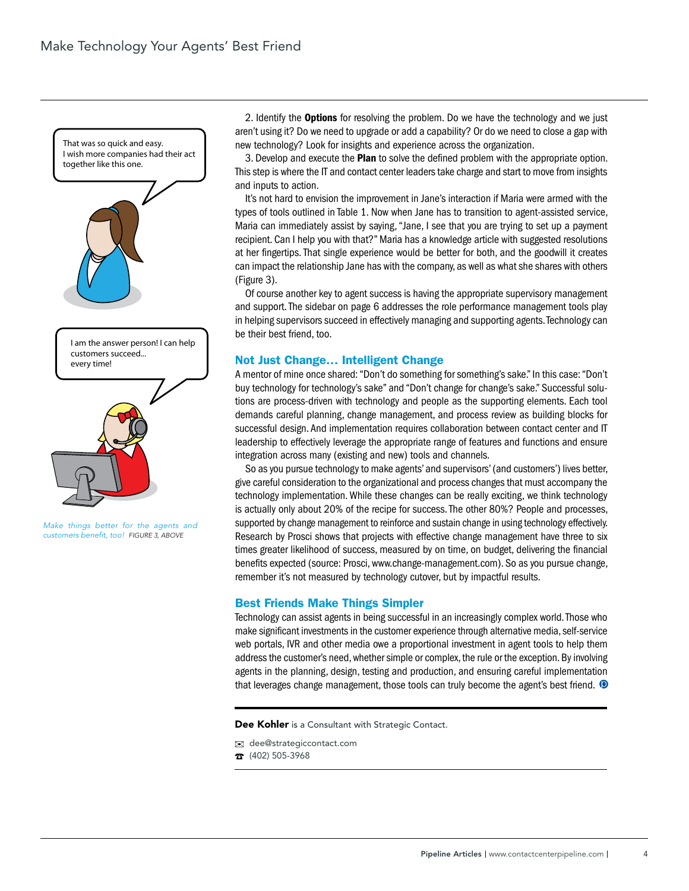2. Identify the **Options** for resolving the problem. Do we have the technology and we just aren't using it? Do we need to upgrade or add a capability? Or do we need to close a gap with new technology? Look for insights and experience across the organization.

3. Develop and execute the **Plan** to solve the defined problem with the appropriate option. This step is where the IT and contact center leaders take charge and start to move from insights and inputs to action.

It's not hard to envision the improvement in Jane's interaction if Maria were armed with the types of tools outlined in Table 1. Now when Jane has to transition to agent-assisted service, Maria can immediately assist by saying, "Jane, I see that you are trying to set up a payment recipient. Can I help you with that?" Maria has a knowledge article with suggested resolutions at her fingertips. That single experience would be better for both, and the goodwill it creates can impact the relationship Jane has with the company, as well as what she shares with others (Figure 3).

Of course another key to agent success is having the appropriate supervisory management and support. The sidebar on page 6 addresses the role performance management tools play in helping supervisors succeed in effectively managing and supporting agents. Technology can be their best friend, too.

That was so quick and easy. I wish more companies had their act together like this one.

I am the answer person! I can help customers succeed... every time!

*Make things better for the agents and customers benefit, too!* FIGURE 3, ABOVE

## Not Just Change… Intelligent Change

A mentor of mine once shared: "Don't do something for something's sake." In this case: "Don't buy technology for technology's sake" and "Don't change for change's sake." Successful solutions are process-driven with technology and people as the supporting elements. Each tool demands careful planning, change management, and process review as building blocks for successful design. And implementation requires collaboration between contact center and IT leadership to effectively leverage the appropriate range of features and functions and ensure integration across many (existing and new) tools and channels.

So as you pursue technology to make agents' and supervisors' (and customers') lives better, give careful consideration to the organizational and process changes that must accompany the technology implementation. While these changes can be really exciting, we think technology is actually only about 20% of the recipe for success. The other 80%? People and processes, supported by change management to reinforce and sustain change in using technology effectively. Research by Prosci shows that projects with effective change management have three to six times greater likelihood of success, measured by on time, on budget, delivering the financial benefits expected (source: Prosci, www.change-management.com). So as you pursue change, remember it's not measured by technology cutover, but by impactful results.

## Best Friends Make Things Simpler

Technology can assist agents in being successful in an increasingly complex world. Those who make significant investments in the customer experience through alternative media, self-service web portals, IVR and other media owe a proportional investment in agent tools to help them address the customer's need, whether simple or complex, the rule or the exception. By involving agents in the planning, design, testing and production, and ensuring careful implementation that leverages change management, those tools can truly become the agent's best friend.

**Dee Kohler** is a Consultant with Strategic Contact.

dee@strategiccontact.com

(402) 505-3968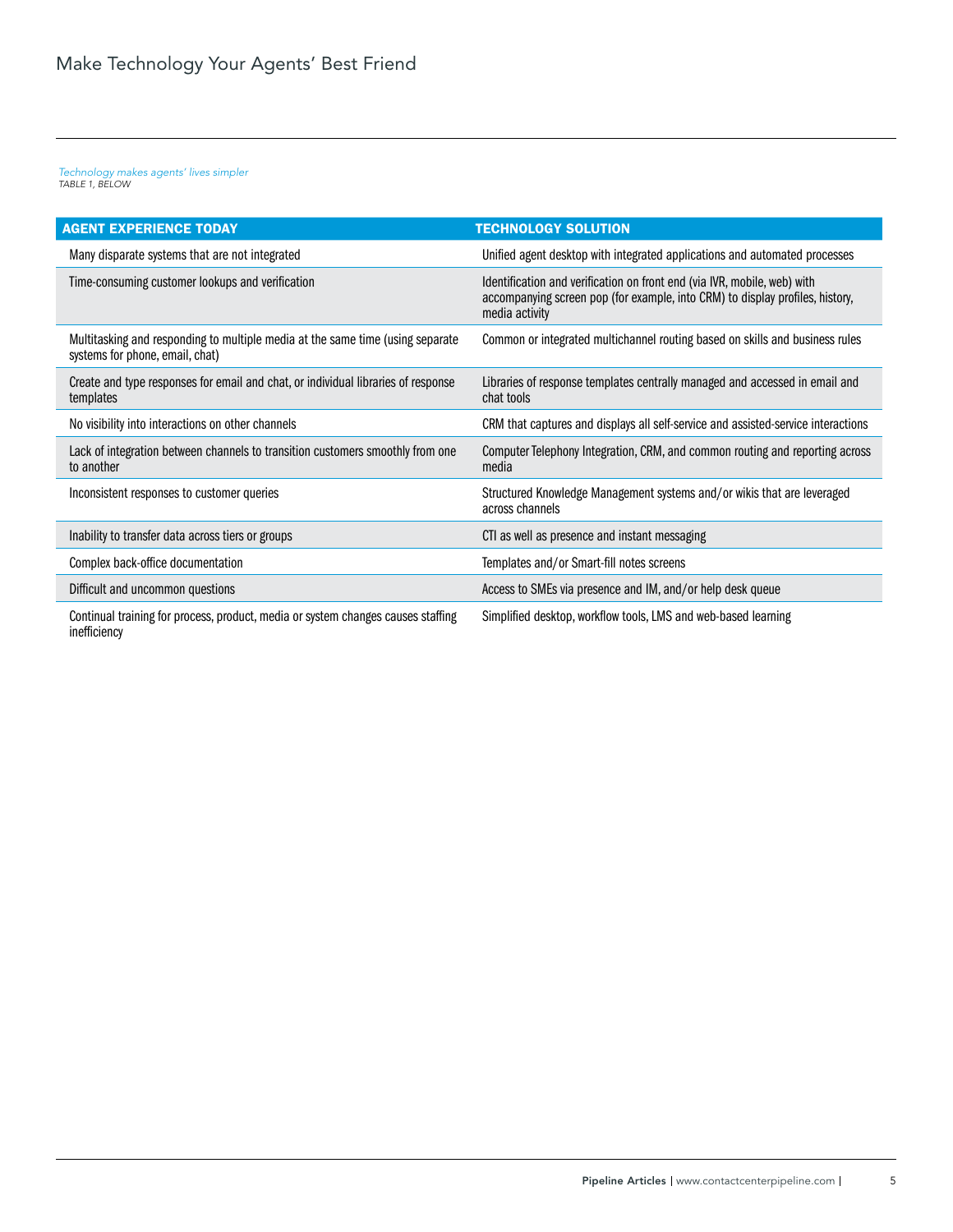*Technology makes agents' lives simpler*
*TABLE 1, BELOW*

| AGENT EXPERIENCE TODAY | TECHNOLOGY SOLUTION |
| --- | --- |
| Many disparate systems that are not integrated | Unified agent desktop with integrated applications and automated processes |
| Time-consuming customer lookups and verification | Identification and verification on front end (via IVR, mobile, web) with accompanying screen pop (for example, into CRM) to display profiles, history, media activity |
| Multitasking and responding to multiple media at the same time (using separate systems for phone, email, chat) | Common or integrated multichannel routing based on skills and business rules |
| Create and type responses for email and chat, or individual libraries of response templates | Libraries of response templates centrally managed and accessed in email and chat tools |
| No visibility into interactions on other channels | CRM that captures and displays all self-service and assisted-service interactions |
| Lack of integration between channels to transition customers smoothly from one to another | Computer Telephony Integration, CRM, and common routing and reporting across media |
| Inconsistent responses to customer queries | Structured Knowledge Management systems and/or wikis that are leveraged across channels |
| Inability to transfer data across tiers or groups | CTI as well as presence and instant messaging |
| Complex back-office documentation | Templates and/or Smart-fill notes screens |
| Difficult and uncommon questions | Access to SMEs via presence and IM, and/or help desk queue |
| Continual training for process, product, media or system changes causes staffing inefficiency | Simplified desktop, workflow tools, LMS and web-based learning |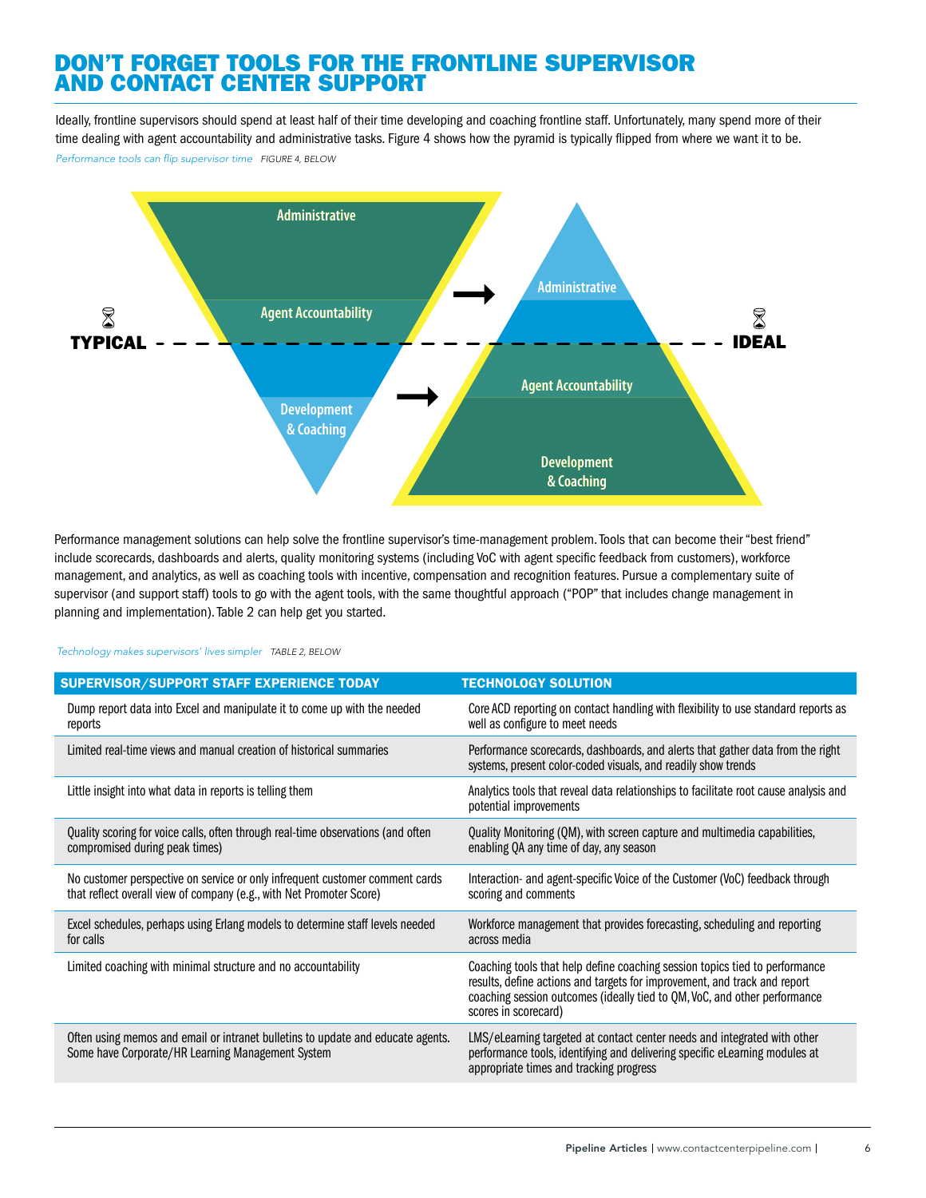## DON'T FORGET TOOLS FOR THE FRONTLINE SUPERVISOR AND CONTACT CENTER SUPPORT

Ideally, frontline supervisors should spend at least half of their time developing and coaching frontline staff. Unfortunately, many spend more of their time dealing with agent accountability and administrative tasks. Figure 4 shows how the pyramid is typically flipped from where we want it to be.

*Performance tools can flip supervisor time* FIGURE 4, BELOW

TYPICAL: Administrative / Agent Accountability / Development & Coaching

IDEAL: Administrative / Agent Accountability / Development & Coaching

Performance management solutions can help solve the frontline supervisor's time-management problem. Tools that can become their "best friend" include scorecards, dashboards and alerts, quality monitoring systems (including VoC with agent specific feedback from customers), workforce management, and analytics, as well as coaching tools with incentive, compensation and recognition features. Pursue a complementary suite of supervisor (and support staff) tools to go with the agent tools, with the same thoughtful approach ("POP" that includes change management in planning and implementation). Table 2 can help get you started.

*Technology makes supervisors' lives simpler* TABLE 2, BELOW

| SUPERVISOR/SUPPORT STAFF EXPERIENCE TODAY | TECHNOLOGY SOLUTION |
|---|---|
| Dump report data into Excel and manipulate it to come up with the needed reports | Core ACD reporting on contact handling with flexibility to use standard reports as well as configure to meet needs |
| Limited real-time views and manual creation of historical summaries | Performance scorecards, dashboards, and alerts that gather data from the right systems, present color-coded visuals, and readily show trends |
| Little insight into what data in reports is telling them | Analytics tools that reveal data relationships to facilitate root cause analysis and potential improvements |
| Quality scoring for voice calls, often through real-time observations (and often compromised during peak times) | Quality Monitoring (QM), with screen capture and multimedia capabilities, enabling QA any time of day, any season |
| No customer perspective on service or only infrequent customer comment cards that reflect overall view of company (e.g., with Net Promoter Score) | Interaction- and agent-specific Voice of the Customer (VoC) feedback through scoring and comments |
| Excel schedules, perhaps using Erlang models to determine staff levels needed for calls | Workforce management that provides forecasting, scheduling and reporting across media |
| Limited coaching with minimal structure and no accountability | Coaching tools that help define coaching session topics tied to performance results, define actions and targets for improvement, and track and report coaching session outcomes (ideally tied to QM, VoC, and other performance scores in scorecard) |
| Often using memos and email or intranet bulletins to update and educate agents. Some have Corporate/HR Learning Management System | LMS/eLearning targeted at contact center needs and integrated with other performance tools, identifying and delivering specific eLearning modules at appropriate times and tracking progress |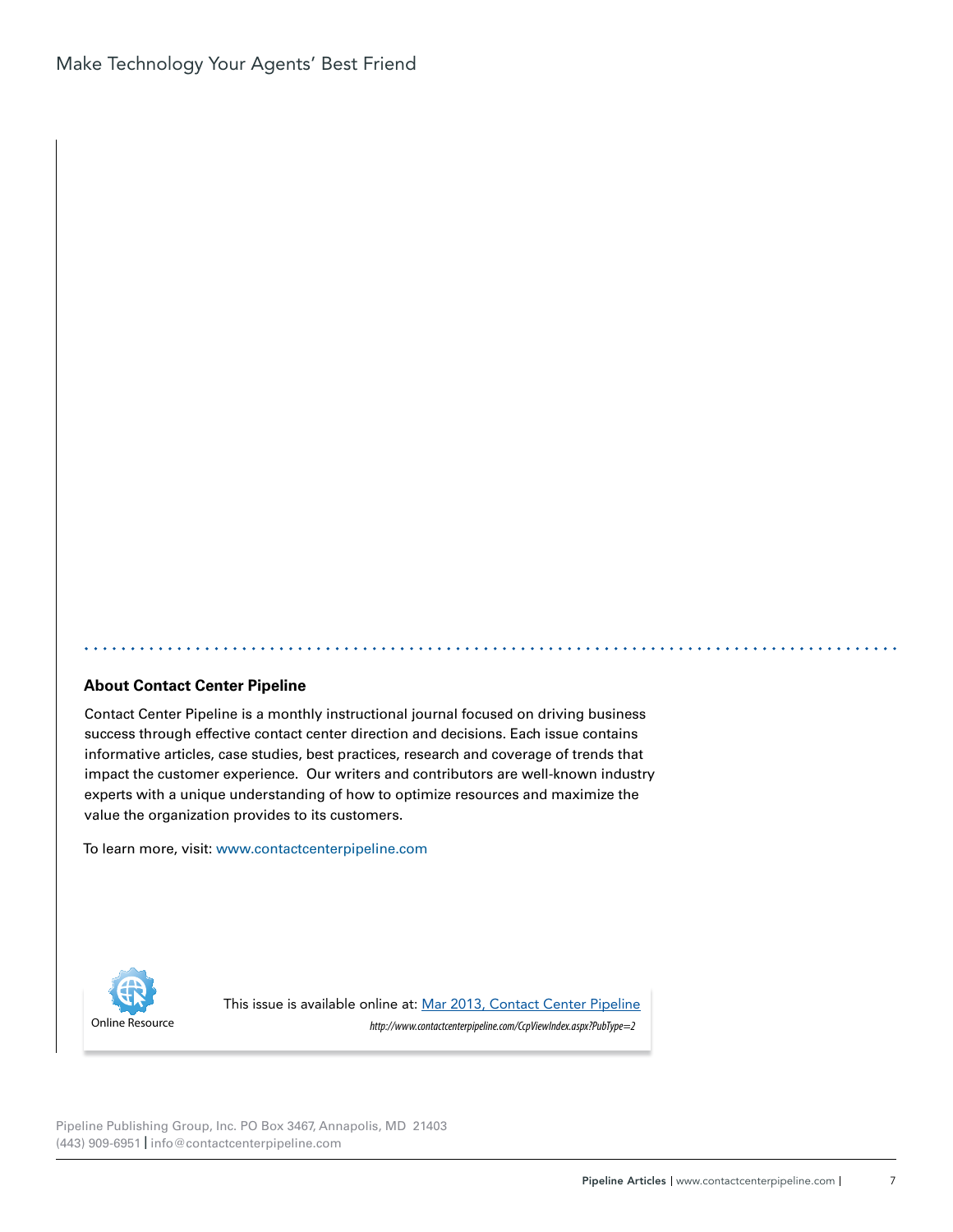### About Contact Center Pipeline

Contact Center Pipeline is a monthly instructional journal focused on driving business success through effective contact center direction and decisions. Each issue contains informative articles, case studies, best practices, research and coverage of trends that impact the customer experience. Our writers and contributors are well-known industry experts with a unique understanding of how to optimize resources and maximize the value the organization provides to its customers.

To learn more, visit: www.contactcenterpipeline.com

Online Resource

This issue is available online at: [Mar 2013, Contact Center Pipeline](http://www.contactcenterpipeline.com/CcpViewIndex.aspx?PubType=2)

*http://www.contactcenterpipeline.com/CcpViewIndex.aspx?PubType=2*

Pipeline Publishing Group, Inc. PO Box 3467, Annapolis, MD 21403
(443) 909-6951 | info@contactcenterpipeline.com